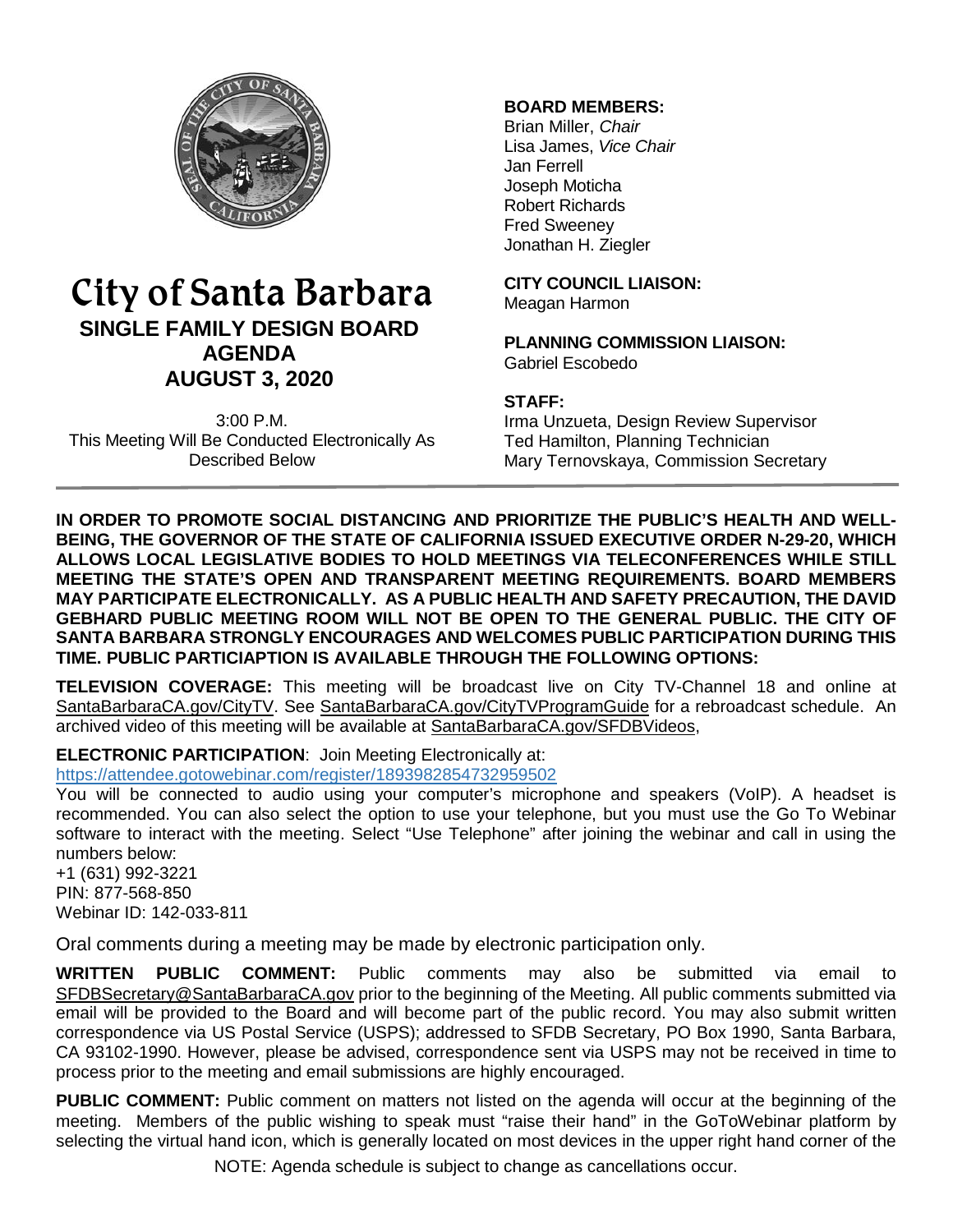# City of Santa Barbara

## SINGLE FAMILY DESIGN BOARD AGENDA

## AUGUST 3, 2020

3:00 P.M.
This Meeting Will Be Conducted Electronically As Described Below

**BOARD MEMBERS:**
Brian Miller, *Chair*
Lisa James, *Vice Chair*
Jan Ferrell
Joseph Moticha
Robert Richards
Fred Sweeney
Jonathan H. Ziegler

**CITY COUNCIL LIAISON:**
Meagan Harmon

**PLANNING COMMISSION LIAISON:**
Gabriel Escobedo

**STAFF:**
Irma Unzueta, Design Review Supervisor
Ted Hamilton, Planning Technician
Mary Ternovskaya, Commission Secretary

**IN ORDER TO PROMOTE SOCIAL DISTANCING AND PRIORITIZE THE PUBLIC'S HEALTH AND WELL-BEING, THE GOVERNOR OF THE STATE OF CALIFORNIA ISSUED EXECUTIVE ORDER N-29-20, WHICH ALLOWS LOCAL LEGISLATIVE BODIES TO HOLD MEETINGS VIA TELECONFERENCES WHILE STILL MEETING THE STATE'S OPEN AND TRANSPARENT MEETING REQUIREMENTS. BOARD MEMBERS MAY PARTICIPATE ELECTRONICALLY. AS A PUBLIC HEALTH AND SAFETY PRECAUTION, THE DAVID GEBHARD PUBLIC MEETING ROOM WILL NOT BE OPEN TO THE GENERAL PUBLIC. THE CITY OF SANTA BARBARA STRONGLY ENCOURAGES AND WELCOMES PUBLIC PARTICIPATION DURING THIS TIME. PUBLIC PARTICIAPTION IS AVAILABLE THROUGH THE FOLLOWING OPTIONS:**

**TELEVISION COVERAGE:** This meeting will be broadcast live on City TV-Channel 18 and online at SantaBarbaraCA.gov/CityTV. See SantaBarbaraCA.gov/CityTVProgramGuide for a rebroadcast schedule. An archived video of this meeting will be available at SantaBarbaraCA.gov/SFDBVideos,

**ELECTRONIC PARTICIPATION**: Join Meeting Electronically at:
https://attendee.gotowebinar.com/register/1893982854732959502
You will be connected to audio using your computer's microphone and speakers (VoIP). A headset is recommended. You can also select the option to use your telephone, but you must use the Go To Webinar software to interact with the meeting. Select "Use Telephone" after joining the webinar and call in using the numbers below:
+1 (631) 992-3221
PIN: 877-568-850
Webinar ID: 142-033-811

Oral comments during a meeting may be made by electronic participation only.

**WRITTEN PUBLIC COMMENT:** Public comments may also be submitted via email to SFDBSecretary@SantaBarbaraCA.gov prior to the beginning of the Meeting. All public comments submitted via email will be provided to the Board and will become part of the public record. You may also submit written correspondence via US Postal Service (USPS); addressed to SFDB Secretary, PO Box 1990, Santa Barbara, CA 93102-1990. However, please be advised, correspondence sent via USPS may not be received in time to process prior to the meeting and email submissions are highly encouraged.

**PUBLIC COMMENT:** Public comment on matters not listed on the agenda will occur at the beginning of the meeting. Members of the public wishing to speak must "raise their hand" in the GoToWebinar platform by selecting the virtual hand icon, which is generally located on most devices in the upper right hand corner of the

NOTE: Agenda schedule is subject to change as cancellations occur.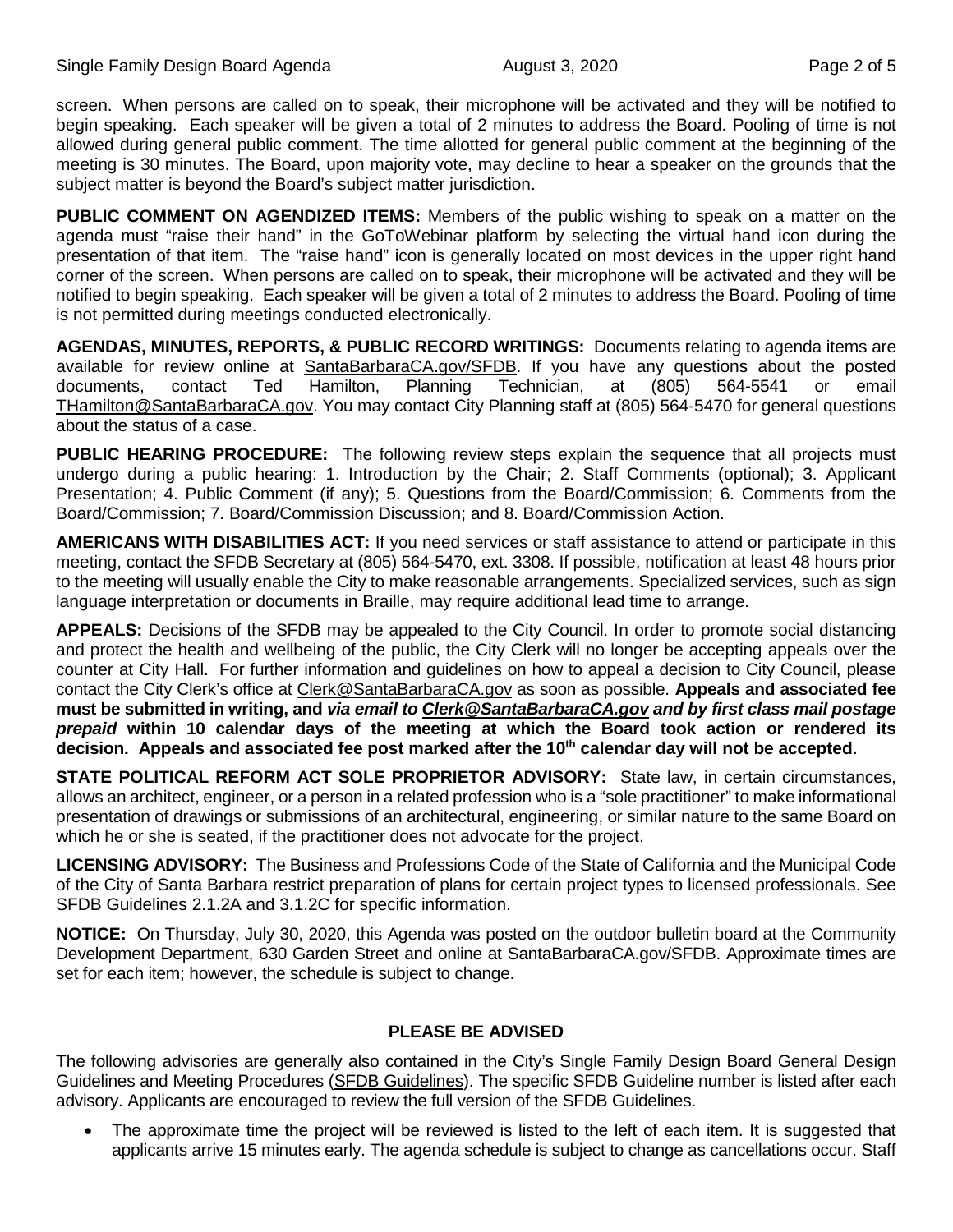screen. When persons are called on to speak, their microphone will be activated and they will be notified to begin speaking. Each speaker will be given a total of 2 minutes to address the Board. Pooling of time is not allowed during general public comment. The time allotted for general public comment at the beginning of the meeting is 30 minutes. The Board, upon majority vote, may decline to hear a speaker on the grounds that the subject matter is beyond the Board's subject matter jurisdiction.

**PUBLIC COMMENT ON AGENDIZED ITEMS:** Members of the public wishing to speak on a matter on the agenda must "raise their hand" in the GoToWebinar platform by selecting the virtual hand icon during the presentation of that item. The "raise hand" icon is generally located on most devices in the upper right hand corner of the screen. When persons are called on to speak, their microphone will be activated and they will be notified to begin speaking. Each speaker will be given a total of 2 minutes to address the Board. Pooling of time is not permitted during meetings conducted electronically.

**AGENDAS, MINUTES, REPORTS, & PUBLIC RECORD WRITINGS:** Documents relating to agenda items are available for review online at SantaBarbaraCA.gov/SFDB. If you have any questions about the posted documents, contact Ted Hamilton, Planning Technician, at (805) 564-5541 or email THamilton@SantaBarbaraCA.gov. You may contact City Planning staff at (805) 564-5470 for general questions about the status of a case.

**PUBLIC HEARING PROCEDURE:** The following review steps explain the sequence that all projects must undergo during a public hearing: 1. Introduction by the Chair; 2. Staff Comments (optional); 3. Applicant Presentation; 4. Public Comment (if any); 5. Questions from the Board/Commission; 6. Comments from the Board/Commission; 7. Board/Commission Discussion; and 8. Board/Commission Action.

**AMERICANS WITH DISABILITIES ACT:** If you need services or staff assistance to attend or participate in this meeting, contact the SFDB Secretary at (805) 564-5470, ext. 3308. If possible, notification at least 48 hours prior to the meeting will usually enable the City to make reasonable arrangements. Specialized services, such as sign language interpretation or documents in Braille, may require additional lead time to arrange.

**APPEALS:** Decisions of the SFDB may be appealed to the City Council. In order to promote social distancing and protect the health and wellbeing of the public, the City Clerk will no longer be accepting appeals over the counter at City Hall. For further information and guidelines on how to appeal a decision to City Council, please contact the City Clerk's office at Clerk@SantaBarbaraCA.gov as soon as possible. **Appeals and associated fee must be submitted in writing, and *via email to Clerk@SantaBarbaraCA.gov and by first class mail postage prepaid* within 10 calendar days of the meeting at which the Board took action or rendered its decision. Appeals and associated fee post marked after the 10th calendar day will not be accepted.**

**STATE POLITICAL REFORM ACT SOLE PROPRIETOR ADVISORY:** State law, in certain circumstances, allows an architect, engineer, or a person in a related profession who is a "sole practitioner" to make informational presentation of drawings or submissions of an architectural, engineering, or similar nature to the same Board on which he or she is seated, if the practitioner does not advocate for the project.

**LICENSING ADVISORY:** The Business and Professions Code of the State of California and the Municipal Code of the City of Santa Barbara restrict preparation of plans for certain project types to licensed professionals. See SFDB Guidelines 2.1.2A and 3.1.2C for specific information.

**NOTICE:** On Thursday, July 30, 2020, this Agenda was posted on the outdoor bulletin board at the Community Development Department, 630 Garden Street and online at SantaBarbaraCA.gov/SFDB. Approximate times are set for each item; however, the schedule is subject to change.

## PLEASE BE ADVISED

The following advisories are generally also contained in the City's Single Family Design Board General Design Guidelines and Meeting Procedures (SFDB Guidelines). The specific SFDB Guideline number is listed after each advisory. Applicants are encouraged to review the full version of the SFDB Guidelines.

- The approximate time the project will be reviewed is listed to the left of each item. It is suggested that applicants arrive 15 minutes early. The agenda schedule is subject to change as cancellations occur. Staff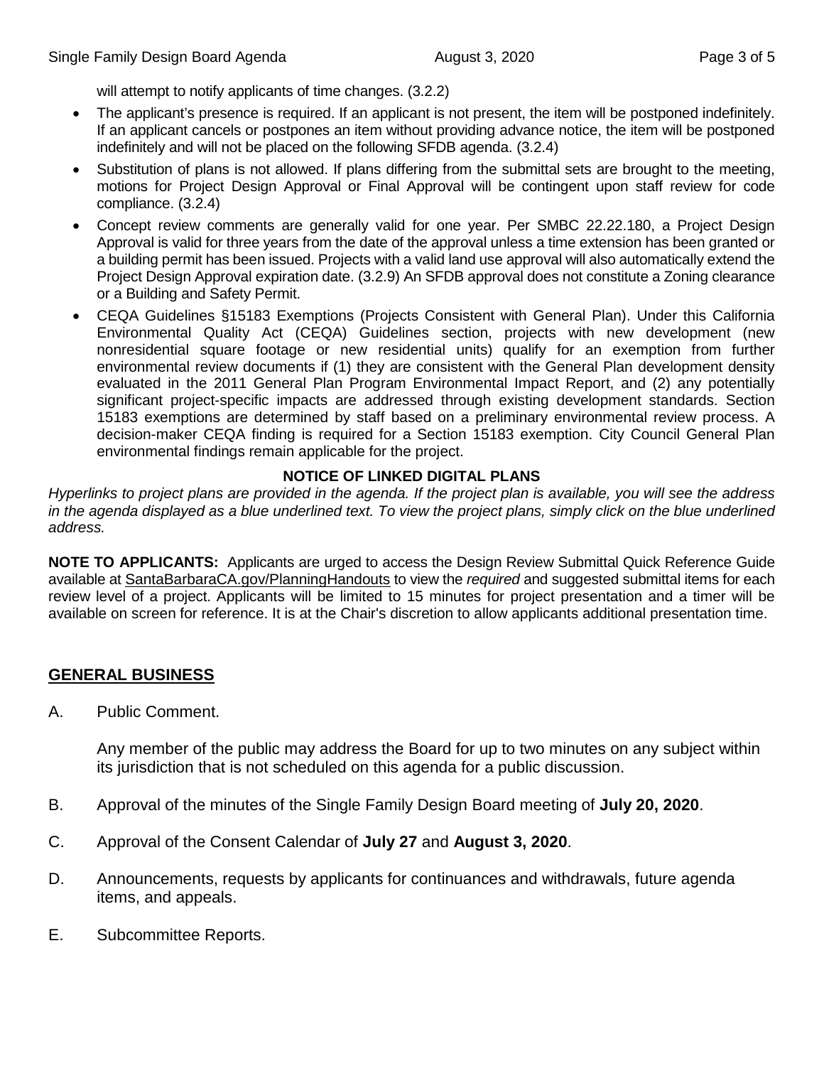will attempt to notify applicants of time changes. (3.2.2)

- The applicant's presence is required. If an applicant is not present, the item will be postponed indefinitely. If an applicant cancels or postpones an item without providing advance notice, the item will be postponed indefinitely and will not be placed on the following SFDB agenda. (3.2.4)
- Substitution of plans is not allowed. If plans differing from the submittal sets are brought to the meeting, motions for Project Design Approval or Final Approval will be contingent upon staff review for code compliance. (3.2.4)
- Concept review comments are generally valid for one year. Per SMBC 22.22.180, a Project Design Approval is valid for three years from the date of the approval unless a time extension has been granted or a building permit has been issued. Projects with a valid land use approval will also automatically extend the Project Design Approval expiration date. (3.2.9) An SFDB approval does not constitute a Zoning clearance or a Building and Safety Permit.
- CEQA Guidelines §15183 Exemptions (Projects Consistent with General Plan). Under this California Environmental Quality Act (CEQA) Guidelines section, projects with new development (new nonresidential square footage or new residential units) qualify for an exemption from further environmental review documents if (1) they are consistent with the General Plan development density evaluated in the 2011 General Plan Program Environmental Impact Report, and (2) any potentially significant project-specific impacts are addressed through existing development standards. Section 15183 exemptions are determined by staff based on a preliminary environmental review process. A decision-maker CEQA finding is required for a Section 15183 exemption. City Council General Plan environmental findings remain applicable for the project.

**NOTICE OF LINKED DIGITAL PLANS**

*Hyperlinks to project plans are provided in the agenda. If the project plan is available, you will see the address in the agenda displayed as a blue underlined text. To view the project plans, simply click on the blue underlined address.*

**NOTE TO APPLICANTS:** Applicants are urged to access the Design Review Submittal Quick Reference Guide available at SantaBarbaraCA.gov/PlanningHandouts to view the *required* and suggested submittal items for each review level of a project. Applicants will be limited to 15 minutes for project presentation and a timer will be available on screen for reference. It is at the Chair's discretion to allow applicants additional presentation time.

## GENERAL BUSINESS

A. Public Comment.

Any member of the public may address the Board for up to two minutes on any subject within its jurisdiction that is not scheduled on this agenda for a public discussion.

B. Approval of the minutes of the Single Family Design Board meeting of **July 20, 2020**.

C. Approval of the Consent Calendar of **July 27** and **August 3, 2020**.

D. Announcements, requests by applicants for continuances and withdrawals, future agenda items, and appeals.

E. Subcommittee Reports.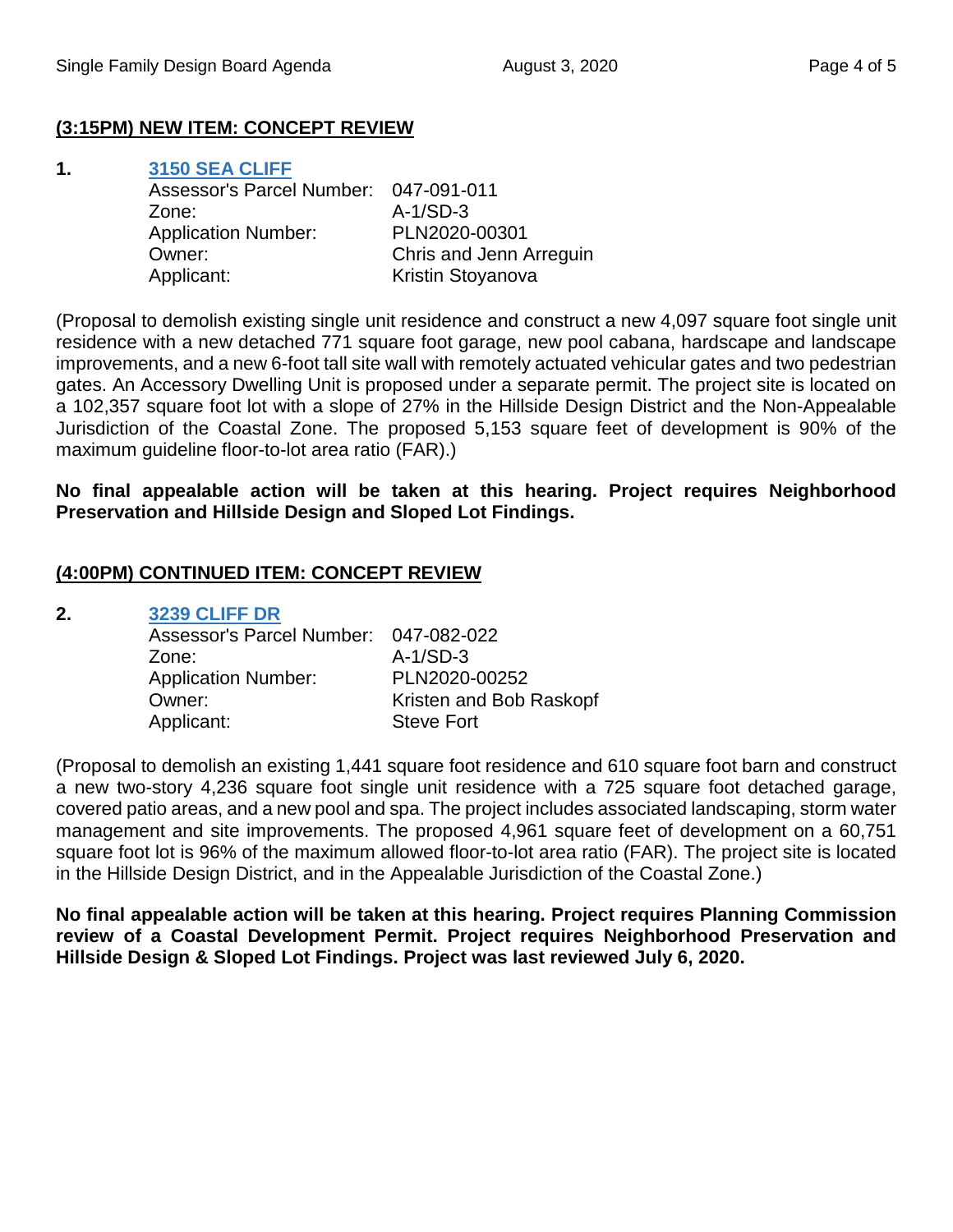## (3:15PM) NEW ITEM: CONCEPT REVIEW

**1. 3150 SEA CLIFF**

Assessor's Parcel Number: 047-091-011
Zone: A-1/SD-3
Application Number: PLN2020-00301
Owner: Chris and Jenn Arreguin
Applicant: Kristin Stoyanova

(Proposal to demolish existing single unit residence and construct a new 4,097 square foot single unit residence with a new detached 771 square foot garage, new pool cabana, hardscape and landscape improvements, and a new 6-foot tall site wall with remotely actuated vehicular gates and two pedestrian gates. An Accessory Dwelling Unit is proposed under a separate permit. The project site is located on a 102,357 square foot lot with a slope of 27% in the Hillside Design District and the Non-Appealable Jurisdiction of the Coastal Zone. The proposed 5,153 square feet of development is 90% of the maximum guideline floor-to-lot area ratio (FAR).)

**No final appealable action will be taken at this hearing. Project requires Neighborhood Preservation and Hillside Design and Sloped Lot Findings.**

## (4:00PM) CONTINUED ITEM: CONCEPT REVIEW

**2. 3239 CLIFF DR**

Assessor's Parcel Number: 047-082-022
Zone: A-1/SD-3
Application Number: PLN2020-00252
Owner: Kristen and Bob Raskopf
Applicant: Steve Fort

(Proposal to demolish an existing 1,441 square foot residence and 610 square foot barn and construct a new two-story 4,236 square foot single unit residence with a 725 square foot detached garage, covered patio areas, and a new pool and spa. The project includes associated landscaping, storm water management and site improvements. The proposed 4,961 square feet of development on a 60,751 square foot lot is 96% of the maximum allowed floor-to-lot area ratio (FAR). The project site is located in the Hillside Design District, and in the Appealable Jurisdiction of the Coastal Zone.)

**No final appealable action will be taken at this hearing. Project requires Planning Commission review of a Coastal Development Permit. Project requires Neighborhood Preservation and Hillside Design & Sloped Lot Findings. Project was last reviewed July 6, 2020.**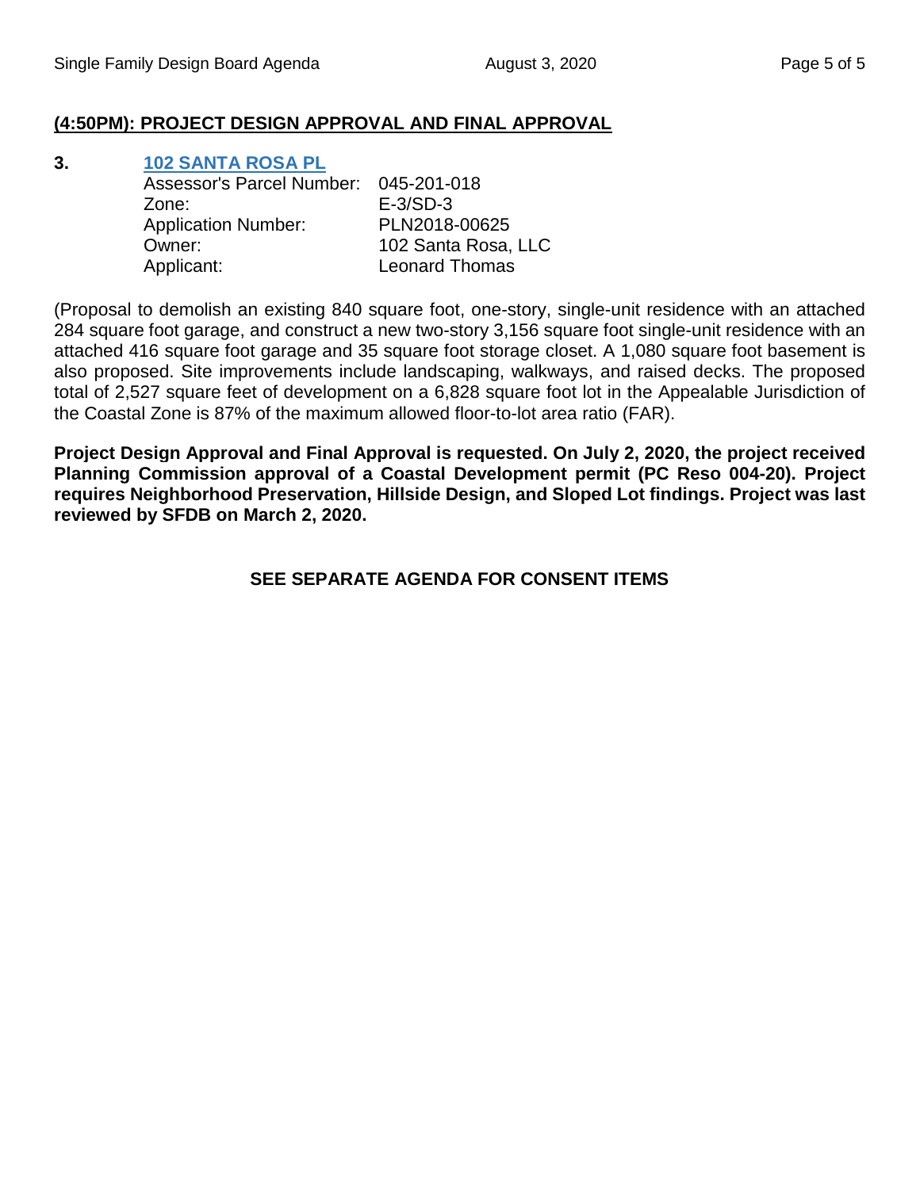## (4:50PM): PROJECT DESIGN APPROVAL AND FINAL APPROVAL

**3. 102 SANTA ROSA PL**

| | |
|---|---|
| Assessor's Parcel Number: | 045-201-018 |
| Zone: | E-3/SD-3 |
| Application Number: | PLN2018-00625 |
| Owner: | 102 Santa Rosa, LLC |
| Applicant: | Leonard Thomas |

(Proposal to demolish an existing 840 square foot, one-story, single-unit residence with an attached 284 square foot garage, and construct a new two-story 3,156 square foot single-unit residence with an attached 416 square foot garage and 35 square foot storage closet. A 1,080 square foot basement is also proposed. Site improvements include landscaping, walkways, and raised decks. The proposed total of 2,527 square feet of development on a 6,828 square foot lot in the Appealable Jurisdiction of the Coastal Zone is 87% of the maximum allowed floor-to-lot area ratio (FAR).

**Project Design Approval and Final Approval is requested. On July 2, 2020, the project received Planning Commission approval of a Coastal Development permit (PC Reso 004-20). Project requires Neighborhood Preservation, Hillside Design, and Sloped Lot findings. Project was last reviewed by SFDB on March 2, 2020.**

**SEE SEPARATE AGENDA FOR CONSENT ITEMS**